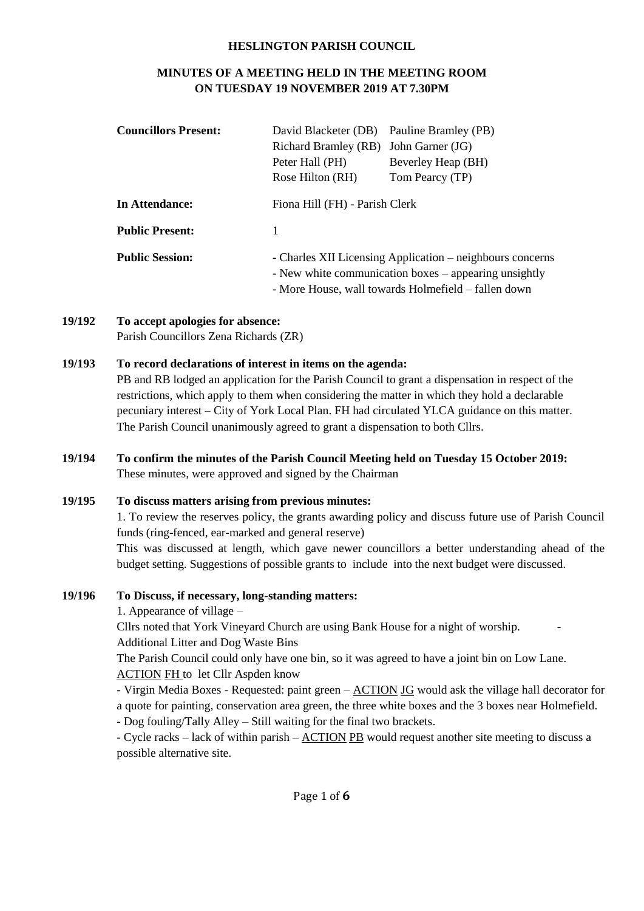**HESLINGTON PARISH COUNCIL**

**MINUTES OF A MEETING HELD IN THE MEETING ROOM ON TUESDAY 19 NOVEMBER 2019 AT 7.30PM**

| | | |
|---|---|---|
| **Councillors Present:** | David Blacketer (DB) | Pauline Bramley (PB) |
| | Richard Bramley (RB) | John Garner (JG) |
| | Peter Hall (PH) | Beverley Heap (BH) |
| | Rose Hilton (RH) | Tom Pearcy (TP) |
| **In Attendance:** | Fiona Hill (FH) - Parish Clerk | |
| **Public Present:** | 1 | |
| **Public Session:** | - Charles XII Licensing Application – neighbours concerns<br>- New white communication boxes – appearing unsightly<br>- More House, wall towards Holmefield – fallen down | |

**19/192 To accept apologies for absence:**

Parish Councillors Zena Richards (ZR)

**19/193 To record declarations of interest in items on the agenda:**

PB and RB lodged an application for the Parish Council to grant a dispensation in respect of the restrictions, which apply to them when considering the matter in which they hold a declarable pecuniary interest – City of York Local Plan. FH had circulated YLCA guidance on this matter. The Parish Council unanimously agreed to grant a dispensation to both Cllrs.

**19/194 To confirm the minutes of the Parish Council Meeting held on Tuesday 15 October 2019:**

These minutes, were approved and signed by the Chairman

**19/195 To discuss matters arising from previous minutes:**

1. To review the reserves policy, the grants awarding policy and discuss future use of Parish Council funds (ring-fenced, ear-marked and general reserve)

This was discussed at length, which gave newer councillors a better understanding ahead of the budget setting. Suggestions of possible grants to include into the next budget were discussed.

**19/196 To Discuss, if necessary, long-standing matters:**

1. Appearance of village –

Cllrs noted that York Vineyard Church are using Bank House for a night of worship. - Additional Litter and Dog Waste Bins

The Parish Council could only have one bin, so it was agreed to have a joint bin on Low Lane. ACTION FH to let Cllr Aspden know

- Virgin Media Boxes - Requested: paint green – ACTION JG would ask the village hall decorator for a quote for painting, conservation area green, the three white boxes and the 3 boxes near Holmefield.
- Dog fouling/Tally Alley – Still waiting for the final two brackets.
- Cycle racks – lack of within parish – ACTION PB would request another site meeting to discuss a possible alternative site.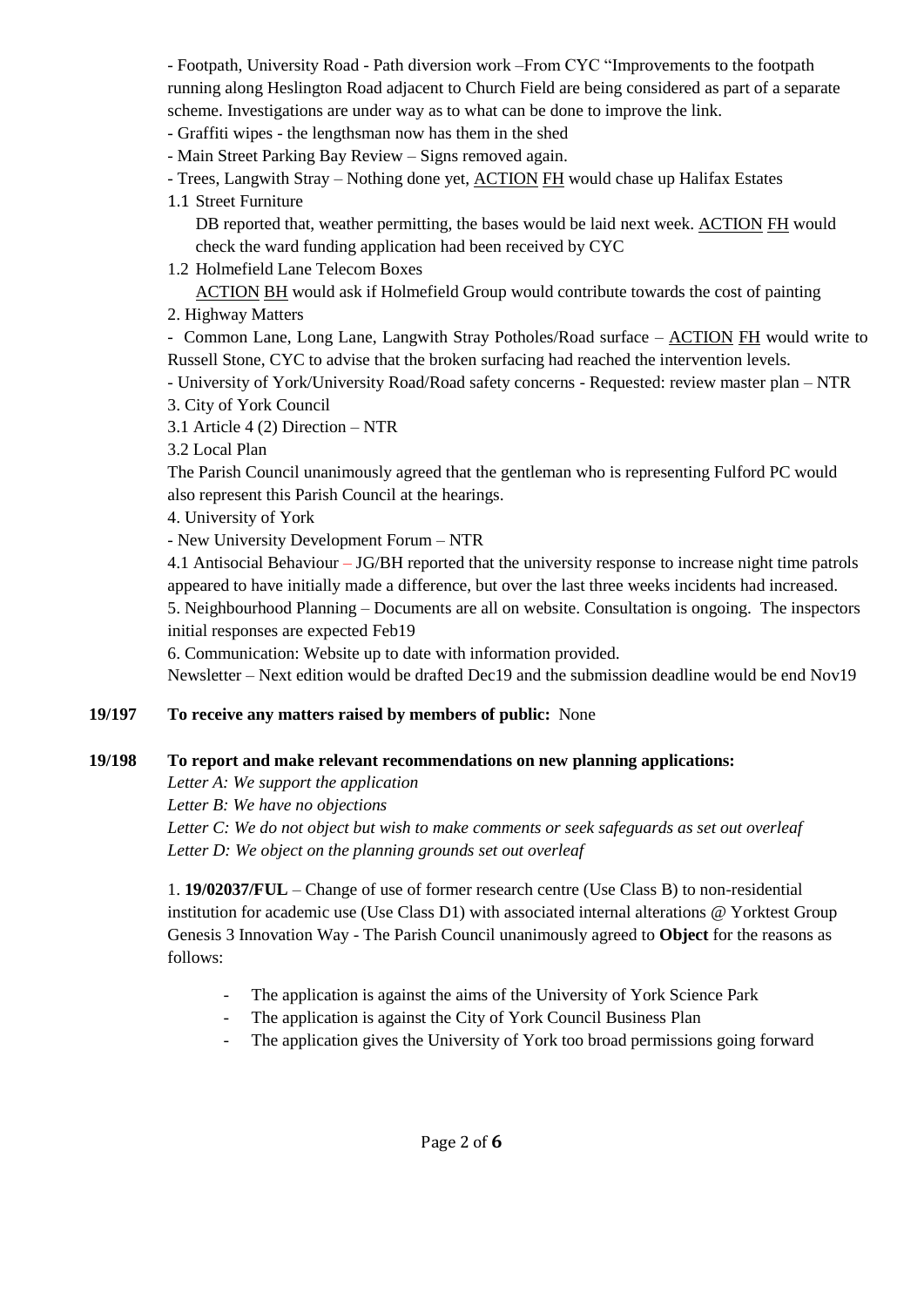- Footpath, University Road - Path diversion work –From CYC "Improvements to the footpath running along Heslington Road adjacent to Church Field are being considered as part of a separate scheme. Investigations are under way as to what can be done to improve the link.

- Graffiti wipes - the lengthsman now has them in the shed

- Main Street Parking Bay Review – Signs removed again.

- Trees, Langwith Stray – Nothing done yet, ACTION FH would chase up Halifax Estates

1.1 Street Furniture

DB reported that, weather permitting, the bases would be laid next week. ACTION FH would check the ward funding application had been received by CYC

1.2 Holmefield Lane Telecom Boxes

ACTION BH would ask if Holmefield Group would contribute towards the cost of painting

2. Highway Matters

- Common Lane, Long Lane, Langwith Stray Potholes/Road surface – ACTION FH would write to Russell Stone, CYC to advise that the broken surfacing had reached the intervention levels.

- University of York/University Road/Road safety concerns - Requested: review master plan – NTR

3. City of York Council

3.1 Article 4 (2) Direction – NTR

3.2 Local Plan

The Parish Council unanimously agreed that the gentleman who is representing Fulford PC would also represent this Parish Council at the hearings.

4. University of York

- New University Development Forum – NTR

4.1 Antisocial Behaviour – JG/BH reported that the university response to increase night time patrols appeared to have initially made a difference, but over the last three weeks incidents had increased.

5. Neighbourhood Planning – Documents are all on website. Consultation is ongoing. The inspectors initial responses are expected Feb19

6. Communication: Website up to date with information provided.

Newsletter – Next edition would be drafted Dec19 and the submission deadline would be end Nov19

**19/197 To receive any matters raised by members of public:** None

**19/198 To report and make relevant recommendations on new planning applications:**

*Letter A: We support the application*

*Letter B: We have no objections*

*Letter C: We do not object but wish to make comments or seek safeguards as set out overleaf*

*Letter D: We object on the planning grounds set out overleaf*

1. **19/02037/FUL** – Change of use of former research centre (Use Class B) to non-residential institution for academic use (Use Class D1) with associated internal alterations @ Yorktest Group Genesis 3 Innovation Way - The Parish Council unanimously agreed to **Object** for the reasons as follows:

- The application is against the aims of the University of York Science Park
- The application is against the City of York Council Business Plan
- The application gives the University of York too broad permissions going forward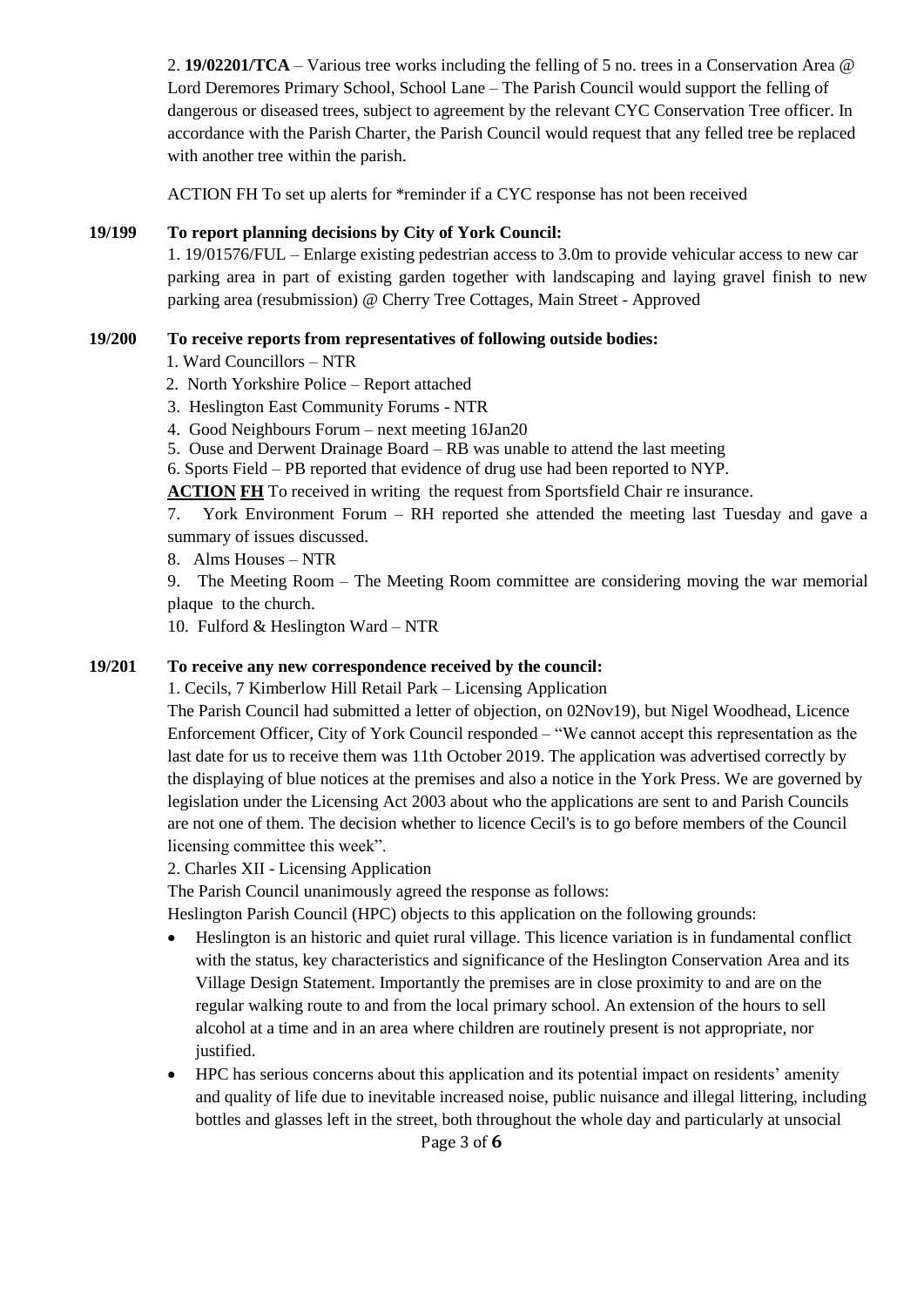2. **19/02201/TCA** – Various tree works including the felling of 5 no. trees in a Conservation Area @ Lord Deremores Primary School, School Lane – The Parish Council would support the felling of dangerous or diseased trees, subject to agreement by the relevant CYC Conservation Tree officer. In accordance with the Parish Charter, the Parish Council would request that any felled tree be replaced with another tree within the parish.

ACTION FH To set up alerts for *reminder if a CYC response has not been received

**19/199 To report planning decisions by City of York Council:**

1. 19/01576/FUL – Enlarge existing pedestrian access to 3.0m to provide vehicular access to new car parking area in part of existing garden together with landscaping and laying gravel finish to new parking area (resubmission) @ Cherry Tree Cottages, Main Street - Approved

**19/200 To receive reports from representatives of following outside bodies:**

1. Ward Councillors – NTR
2. North Yorkshire Police – Report attached
3. Heslington East Community Forums - NTR
4. Good Neighbours Forum – next meeting 16Jan20
5. Ouse and Derwent Drainage Board – RB was unable to attend the last meeting
6. Sports Field – PB reported that evidence of drug use had been reported to NYP.

**ACTION FH** To received in writing the request from Sportsfield Chair re insurance.

7. York Environment Forum – RH reported she attended the meeting last Tuesday and gave a summary of issues discussed.
8. Alms Houses – NTR
9. The Meeting Room – The Meeting Room committee are considering moving the war memorial plaque to the church.
10. Fulford & Heslington Ward – NTR

**19/201 To receive any new correspondence received by the council:**

1. Cecils, 7 Kimberlow Hill Retail Park – Licensing Application

The Parish Council had submitted a letter of objection, on 02Nov19), but Nigel Woodhead, Licence Enforcement Officer, City of York Council responded – "We cannot accept this representation as the last date for us to receive them was 11th October 2019. The application was advertised correctly by the displaying of blue notices at the premises and also a notice in the York Press. We are governed by legislation under the Licensing Act 2003 about who the applications are sent to and Parish Councils are not one of them. The decision whether to licence Cecil's is to go before members of the Council licensing committee this week".

2. Charles XII - Licensing Application

The Parish Council unanimously agreed the response as follows:

Heslington Parish Council (HPC) objects to this application on the following grounds:

- Heslington is an historic and quiet rural village. This licence variation is in fundamental conflict with the status, key characteristics and significance of the Heslington Conservation Area and its Village Design Statement. Importantly the premises are in close proximity to and are on the regular walking route to and from the local primary school. An extension of the hours to sell alcohol at a time and in an area where children are routinely present is not appropriate, nor justified.
- HPC has serious concerns about this application and its potential impact on residents' amenity and quality of life due to inevitable increased noise, public nuisance and illegal littering, including bottles and glasses left in the street, both throughout the whole day and particularly at unsocial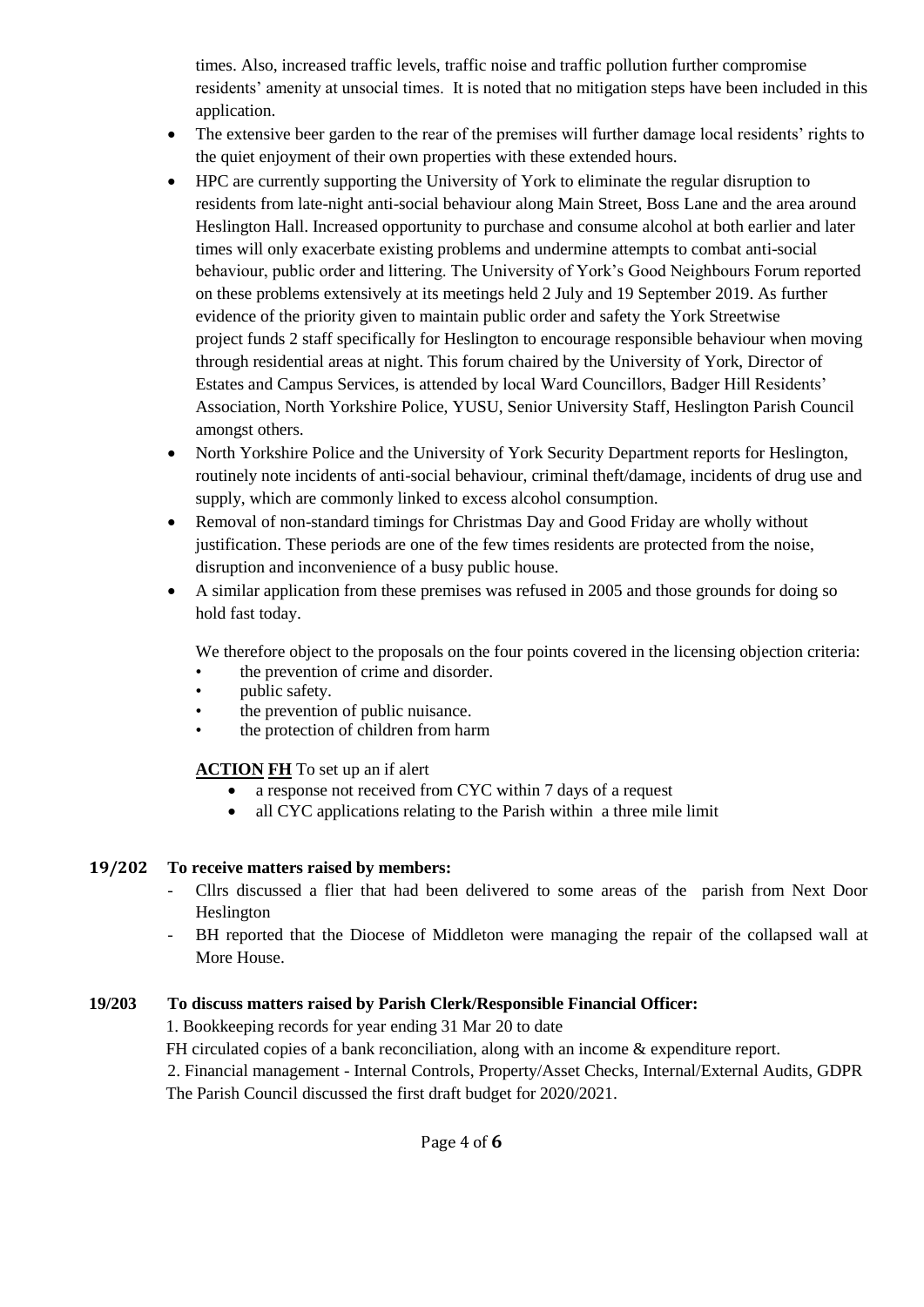times. Also, increased traffic levels, traffic noise and traffic pollution further compromise residents' amenity at unsocial times. It is noted that no mitigation steps have been included in this application.

- The extensive beer garden to the rear of the premises will further damage local residents' rights to the quiet enjoyment of their own properties with these extended hours.
- HPC are currently supporting the University of York to eliminate the regular disruption to residents from late-night anti-social behaviour along Main Street, Boss Lane and the area around Heslington Hall. Increased opportunity to purchase and consume alcohol at both earlier and later times will only exacerbate existing problems and undermine attempts to combat anti-social behaviour, public order and littering. The University of York's Good Neighbours Forum reported on these problems extensively at its meetings held 2 July and 19 September 2019. As further evidence of the priority given to maintain public order and safety the York Streetwise project funds 2 staff specifically for Heslington to encourage responsible behaviour when moving through residential areas at night. This forum chaired by the University of York, Director of Estates and Campus Services, is attended by local Ward Councillors, Badger Hill Residents' Association, North Yorkshire Police, YUSU, Senior University Staff, Heslington Parish Council amongst others.
- North Yorkshire Police and the University of York Security Department reports for Heslington, routinely note incidents of anti-social behaviour, criminal theft/damage, incidents of drug use and supply, which are commonly linked to excess alcohol consumption.
- Removal of non-standard timings for Christmas Day and Good Friday are wholly without justification. These periods are one of the few times residents are protected from the noise, disruption and inconvenience of a busy public house.
- A similar application from these premises was refused in 2005 and those grounds for doing so hold fast today.

We therefore object to the proposals on the four points covered in the licensing objection criteria:

- the prevention of crime and disorder.
- public safety.
- the prevention of public nuisance.
- the protection of children from harm

**ACTION FH** To set up an if alert

- a response not received from CYC within 7 days of a request
- all CYC applications relating to the Parish within a three mile limit

**19/202 To receive matters raised by members:**

- Cllrs discussed a flier that had been delivered to some areas of the parish from Next Door Heslington
- BH reported that the Diocese of Middleton were managing the repair of the collapsed wall at More House.

**19/203 To discuss matters raised by Parish Clerk/Responsible Financial Officer:**

1. Bookkeeping records for year ending 31 Mar 20 to date

FH circulated copies of a bank reconciliation, along with an income & expenditure report.

2. Financial management - Internal Controls, Property/Asset Checks, Internal/External Audits, GDPR

The Parish Council discussed the first draft budget for 2020/2021.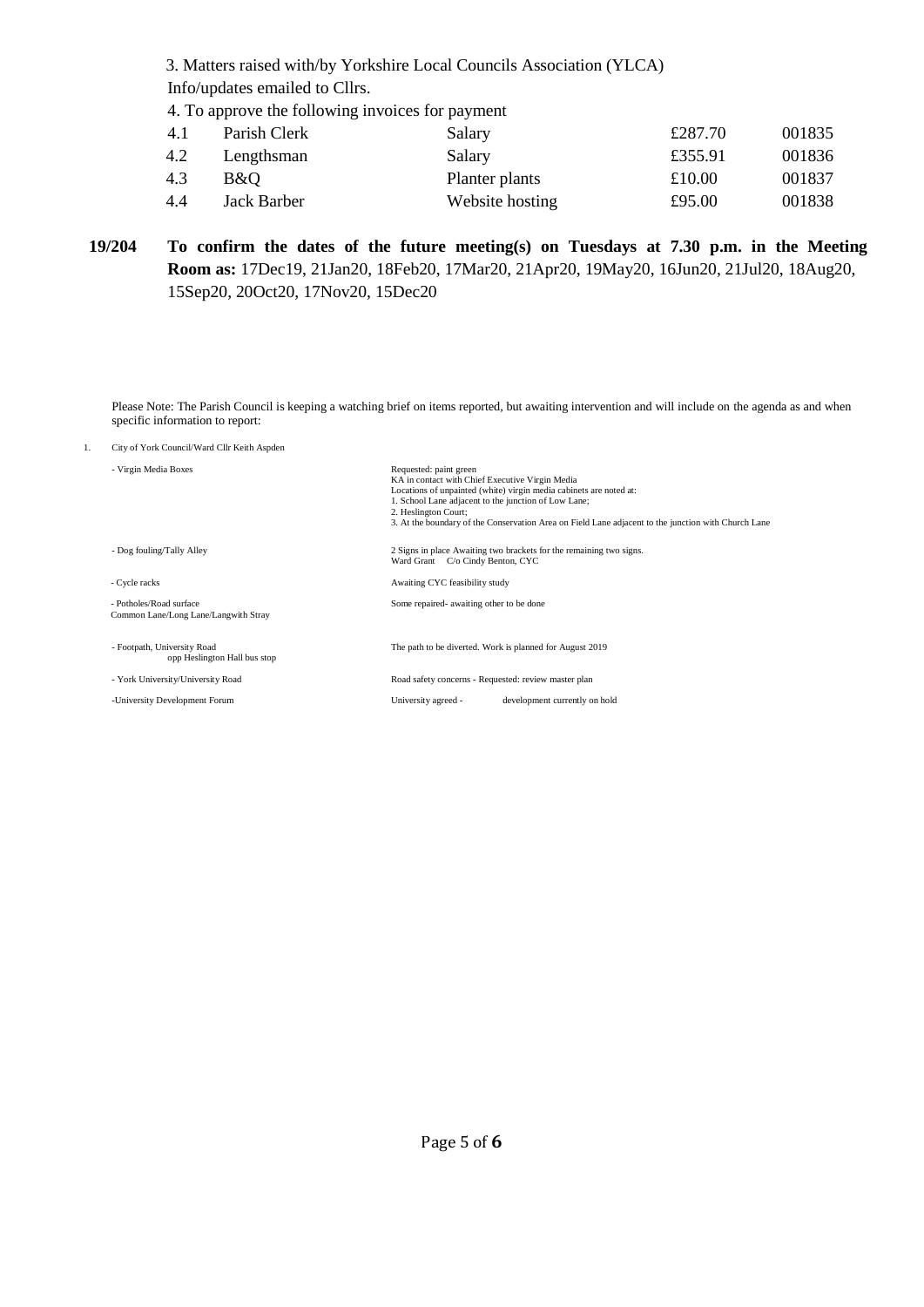3. Matters raised with/by Yorkshire Local Councils Association (YLCA)

Info/updates emailed to Cllrs.

4. To approve the following invoices for payment

| | | | | |
|---|---|---|---|---|
| 4.1 | Parish Clerk | Salary | £287.70 | 001835 |
| 4.2 | Lengthsman | Salary | £355.91 | 001836 |
| 4.3 | B&Q | Planter plants | £10.00 | 001837 |
| 4.4 | Jack Barber | Website hosting | £95.00 | 001838 |

**19/204 To confirm the dates of the future meeting(s) on Tuesdays at 7.30 p.m. in the Meeting Room as:** 17Dec19, 21Jan20, 18Feb20, 17Mar20, 21Apr20, 19May20, 16Jun20, 21Jul20, 18Aug20, 15Sep20, 20Oct20, 17Nov20, 15Dec20

Please Note: The Parish Council is keeping a watching brief on items reported, but awaiting intervention and will include on the agenda as and when specific information to report:

1. City of York Council/Ward Cllr Keith Aspden

| | |
|---|---|
| - Virgin Media Boxes | Requested: paint green<br>KA in contact with Chief Executive Virgin Media<br>Locations of unpainted (white) virgin media cabinets are noted at:<br>1. School Lane adjacent to the junction of Low Lane;<br>2. Heslington Court;<br>3. At the boundary of the Conservation Area on Field Lane adjacent to the junction with Church Lane |
| - Dog fouling/Tally Alley | 2 Signs in place Awaiting two brackets for the remaining two signs.<br>Ward Grant C/o Cindy Benton, CYC |
| - Cycle racks | Awaiting CYC feasibility study |
| - Potholes/Road surface<br>Common Lane/Long Lane/Langwith Stray | Some repaired- awaiting other to be done |
| - Footpath, University Road<br>opp Heslington Hall bus stop | The path to be diverted. Work is planned for August 2019 |
| - York University/University Road | Road safety concerns - Requested: review master plan |
| -University Development Forum | University agreed - development currently on hold |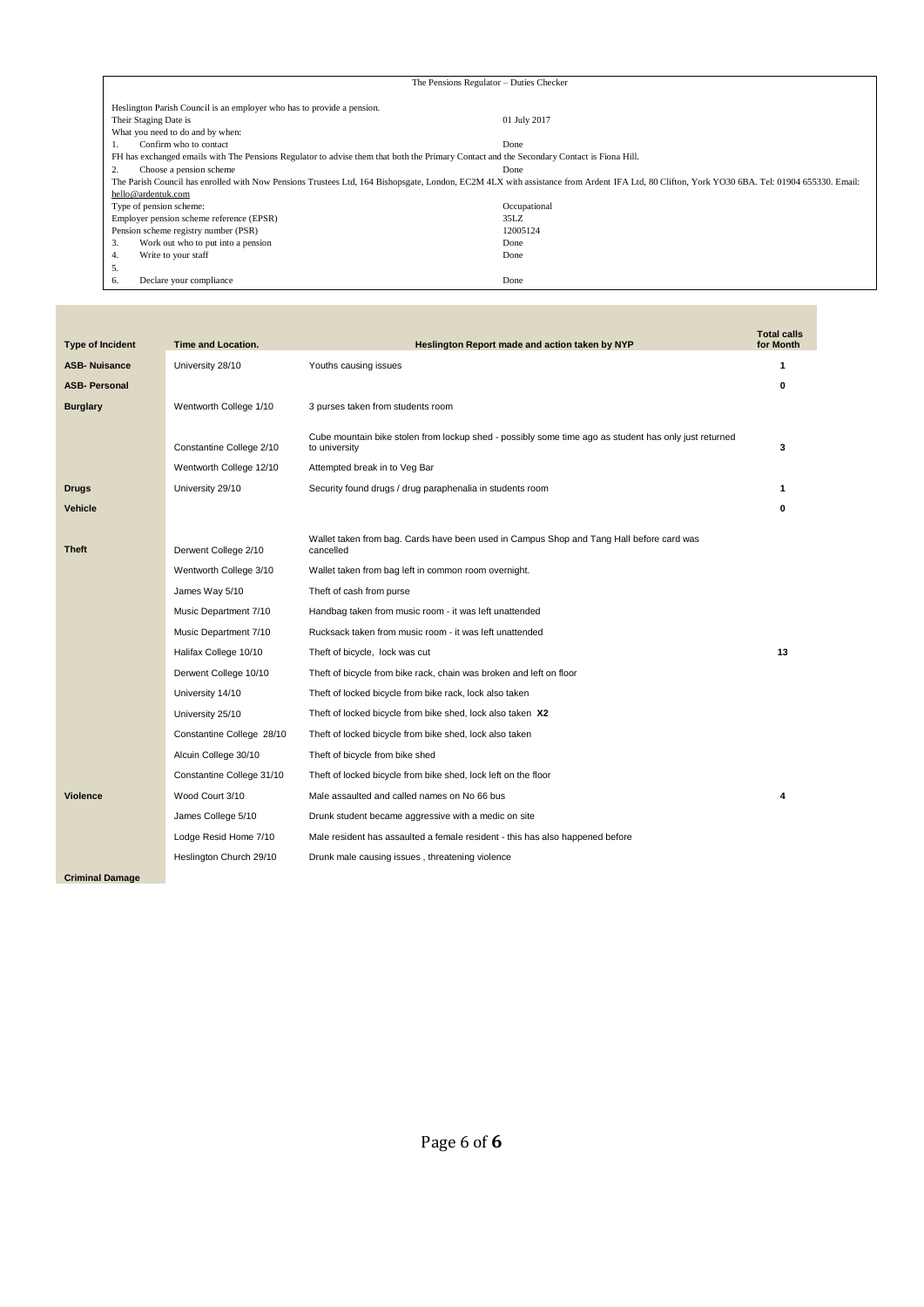## The Pensions Regulator – Duties Checker

Heslington Parish Council is an employer who has to provide a pension.

| | |
|---|---|
| Their Staging Date is | 01 July 2017 |
| What you need to do and by when: | |
| 1. Confirm who to contact | Done |

FH has exchanged emails with The Pensions Regulator to advise them that both the Primary Contact and the Secondary Contact is Fiona Hill.

| | |
|---|---|
| 2. Choose a pension scheme | Done |

The Parish Council has enrolled with Now Pensions Trustees Ltd, 164 Bishopsgate, London, EC2M 4LX with assistance from Ardent IFA Ltd, 80 Clifton, York YO30 6BA. Tel: 01904 655330. Email: hello@ardentuk.com

| | |
|---|---|
| Type of pension scheme: | Occupational |
| Employer pension scheme reference (EPSR) | 35LZ |
| Pension scheme registry number (PSR) | 12005124 |
| 3. Work out who to put into a pension | Done |
| 4. Write to your staff | Done |
| 5. | |
| 6. Declare your compliance | Done |

| Type of Incident | Time and Location. | Heslington Report made and action taken by NYP | Total calls for Month |
|---|---|---|---|
| **ASB- Nuisance** | University 28/10 | Youths causing issues | **1** |
| **ASB- Personal** | | | **0** |
| **Burglary** | Wentworth College 1/10 | 3 purses taken from students room | |
| | Constantine College 2/10 | Cube mountain bike stolen from lockup shed - possibly some time ago as student has only just returned to university | **3** |
| | Wentworth College 12/10 | Attempted break in to Veg Bar | |
| **Drugs** | University 29/10 | Security found drugs / drug paraphenalia in students room | **1** |
| **Vehicle** | | | **0** |
| **Theft** | Derwent College 2/10 | Wallet taken from bag. Cards have been used in Campus Shop and Tang Hall before card was cancelled | |
| | Wentworth College 3/10 | Wallet taken from bag left in common room overnight. | |
| | James Way 5/10 | Theft of cash from purse | |
| | Music Department 7/10 | Handbag taken from music room - it was left unattended | |
| | Music Department 7/10 | Rucksack taken from music room - it was left unattended | |
| | Halifax College 10/10 | Theft of bicycle, lock was cut | **13** |
| | Derwent College 10/10 | Theft of bicycle from bike rack, chain was broken and left on floor | |
| | University 14/10 | Theft of locked bicycle from bike rack, lock also taken | |
| | University 25/10 | Theft of locked bicycle from bike shed, lock also taken **X2** | |
| | Constantine College 28/10 | Theft of locked bicycle from bike shed, lock also taken | |
| | Alcuin College 30/10 | Theft of bicycle from bike shed | |
| | Constantine College 31/10 | Theft of locked bicycle from bike shed, lock left on the floor | |
| **Violence** | Wood Court 3/10 | Male assaulted and called names on No 66 bus | **4** |
| | James College 5/10 | Drunk student became aggressive with a medic on site | |
| | Lodge Resid Home 7/10 | Male resident has assaulted a female resident - this has also happened before | |
| | Heslington Church 29/10 | Drunk male causing issues , threatening violence | |
| **Criminal Damage** | | | |